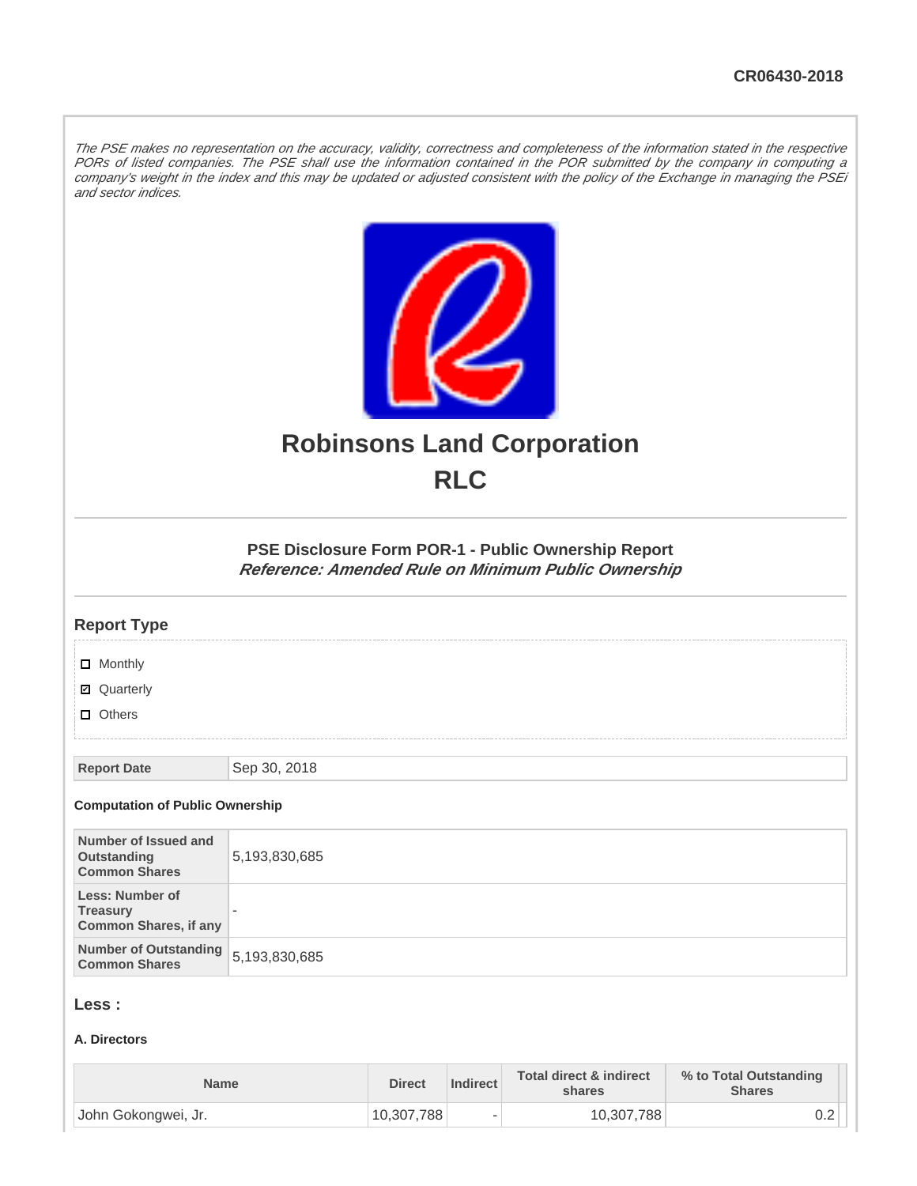CR06430-2018

*The PSE makes no representation on the accuracy, validity, correctness and completeness of the information stated in the respective PORs of listed companies. The PSE shall use the information contained in the POR submitted by the company in computing a company's weight in the index and this may be updated or adjusted consistent with the policy of the Exchange in managing the PSEi and sector indices.*

# Robinsons Land Corporation
# RLC

### PSE Disclosure Form POR-1 - Public Ownership Report
***Reference: Amended Rule on Minimum Public Ownership***

## Report Type

- [ ] Monthly
- [x] Quarterly
- [ ] Others

| Report Date | Sep 30, 2018 |
|---|---|

**Computation of Public Ownership**

| Number of Issued and Outstanding Common Shares | 5,193,830,685 |
|---|---|
| Less: Number of Treasury Common Shares, if any | - |
| Number of Outstanding Common Shares | 5,193,830,685 |

## Less :

**A. Directors**

| Name | Direct | Indirect | Total direct & indirect shares | % to Total Outstanding Shares |
|---|---|---|---|---|
| John Gokongwei, Jr. | 10,307,788 | - | 10,307,788 | 0.2 |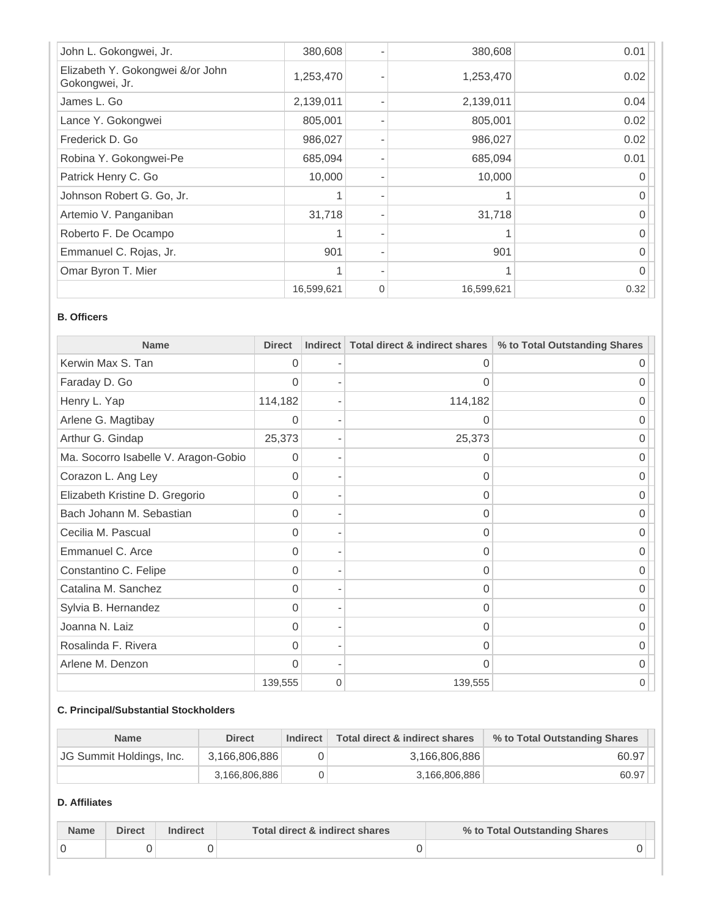| | | | | |
|---|---|---|---|---|
| John L. Gokongwei, Jr. | 380,608 | - | 380,608 | 0.01 |
| Elizabeth Y. Gokongwei &/or John Gokongwei, Jr. | 1,253,470 | - | 1,253,470 | 0.02 |
| James L. Go | 2,139,011 | - | 2,139,011 | 0.04 |
| Lance Y. Gokongwei | 805,001 | - | 805,001 | 0.02 |
| Frederick D. Go | 986,027 | - | 986,027 | 0.02 |
| Robina Y. Gokongwei-Pe | 685,094 | - | 685,094 | 0.01 |
| Patrick Henry C. Go | 10,000 | - | 10,000 | 0 |
| Johnson Robert G. Go, Jr. | 1 | - | 1 | 0 |
| Artemio V. Panganiban | 31,718 | - | 31,718 | 0 |
| Roberto F. De Ocampo | 1 | - | 1 | 0 |
| Emmanuel C. Rojas, Jr. | 901 | - | 901 | 0 |
| Omar Byron T. Mier | 1 | - | 1 | 0 |
| | 16,599,621 | 0 | 16,599,621 | 0.32 |

**B. Officers**

| Name | Direct | Indirect | Total direct & indirect shares | % to Total Outstanding Shares |
|---|---|---|---|---|
| Kerwin Max S. Tan | 0 | - | 0 | 0 |
| Faraday D. Go | 0 | - | 0 | 0 |
| Henry L. Yap | 114,182 | - | 114,182 | 0 |
| Arlene G. Magtibay | 0 | - | 0 | 0 |
| Arthur G. Gindap | 25,373 | - | 25,373 | 0 |
| Ma. Socorro Isabelle V. Aragon-Gobio | 0 | - | 0 | 0 |
| Corazon L. Ang Ley | 0 | - | 0 | 0 |
| Elizabeth Kristine D. Gregorio | 0 | - | 0 | 0 |
| Bach Johann M. Sebastian | 0 | - | 0 | 0 |
| Cecilia M. Pascual | 0 | - | 0 | 0 |
| Emmanuel C. Arce | 0 | - | 0 | 0 |
| Constantino C. Felipe | 0 | - | 0 | 0 |
| Catalina M. Sanchez | 0 | - | 0 | 0 |
| Sylvia B. Hernandez | 0 | - | 0 | 0 |
| Joanna N. Laiz | 0 | - | 0 | 0 |
| Rosalinda F. Rivera | 0 | - | 0 | 0 |
| Arlene M. Denzon | 0 | - | 0 | 0 |
| | 139,555 | 0 | 139,555 | 0 |

**C. Principal/Substantial Stockholders**

| Name | Direct | Indirect | Total direct & indirect shares | % to Total Outstanding Shares |
|---|---|---|---|---|
| JG Summit Holdings, Inc. | 3,166,806,886 | 0 | 3,166,806,886 | 60.97 |
| | 3,166,806,886 | 0 | 3,166,806,886 | 60.97 |

**D. Affiliates**

| Name | Direct | Indirect | Total direct & indirect shares | % to Total Outstanding Shares |
|---|---|---|---|---|
| 0 | 0 | 0 | 0 | 0 |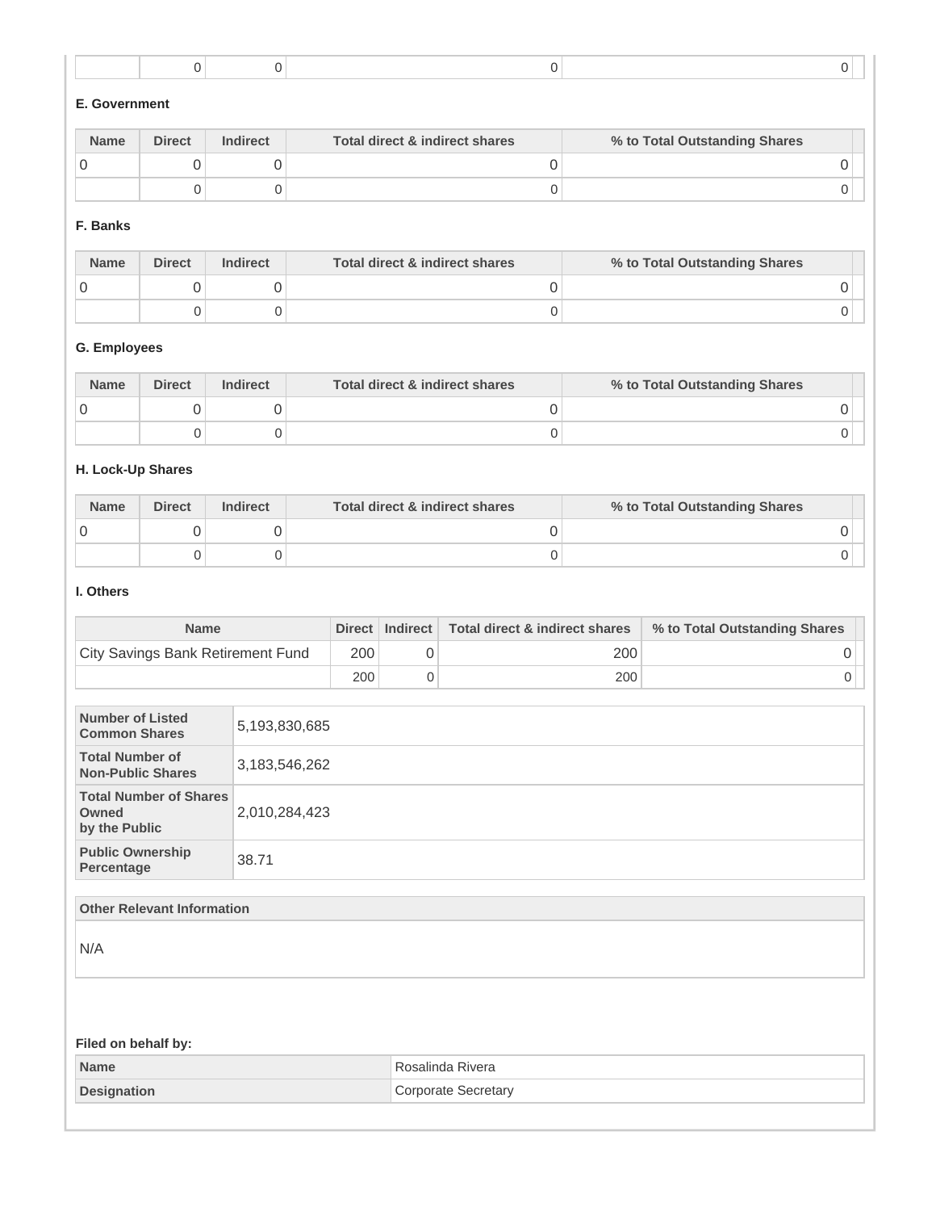| | | | | |
|---|---|---|---|---|
| | 0 | 0 | 0 | 0 |

**E. Government**

| Name | Direct | Indirect | Total direct & indirect shares | % to Total Outstanding Shares |
|---|---|---|---|---|
| 0 | 0 | 0 | 0 | 0 |
| | 0 | 0 | 0 | 0 |

**F. Banks**

| Name | Direct | Indirect | Total direct & indirect shares | % to Total Outstanding Shares |
|---|---|---|---|---|
| 0 | 0 | 0 | 0 | 0 |
| | 0 | 0 | 0 | 0 |

**G. Employees**

| Name | Direct | Indirect | Total direct & indirect shares | % to Total Outstanding Shares |
|---|---|---|---|---|
| 0 | 0 | 0 | 0 | 0 |
| | 0 | 0 | 0 | 0 |

**H. Lock-Up Shares**

| Name | Direct | Indirect | Total direct & indirect shares | % to Total Outstanding Shares |
|---|---|---|---|---|
| 0 | 0 | 0 | 0 | 0 |
| | 0 | 0 | 0 | 0 |

**I. Others**

| Name | Direct | Indirect | Total direct & indirect shares | % to Total Outstanding Shares |
|---|---|---|---|---|
| City Savings Bank Retirement Fund | 200 | 0 | 200 | 0 |
| | 200 | 0 | 200 | 0 |

| | |
|---|---|
| **Number of Listed Common Shares** | 5,193,830,685 |
| **Total Number of Non-Public Shares** | 3,183,546,262 |
| **Total Number of Shares Owned by the Public** | 2,010,284,423 |
| **Public Ownership Percentage** | 38.71 |

**Other Relevant Information**

N/A

**Filed on behalf by:**

| | |
|---|---|
| **Name** | Rosalinda Rivera |
| **Designation** | Corporate Secretary |